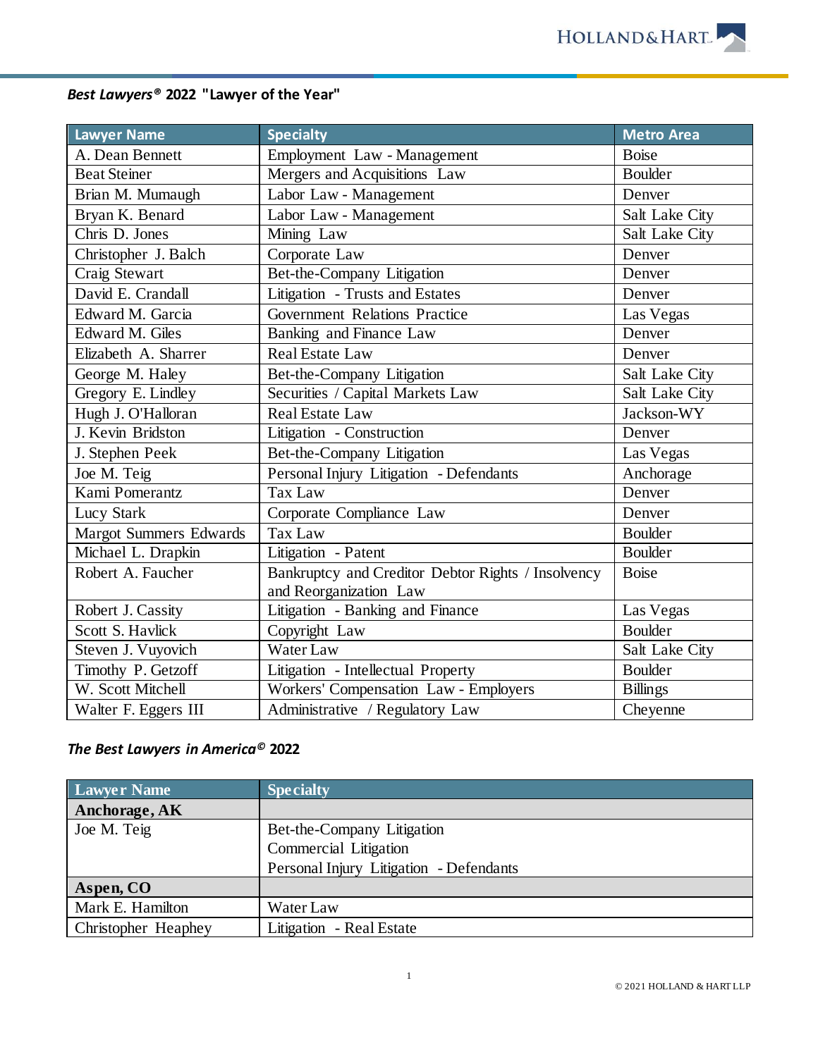### *Best Lawyers®* 2022 "Lawyer of the Year"

| Lawyer Name | Specialty | Metro Area |
|---|---|---|
| A. Dean Bennett | Employment Law - Management | Boise |
| Beat Steiner | Mergers and Acquisitions Law | Boulder |
| Brian M. Mumaugh | Labor Law - Management | Denver |
| Bryan K. Benard | Labor Law - Management | Salt Lake City |
| Chris D. Jones | Mining Law | Salt Lake City |
| Christopher J. Balch | Corporate Law | Denver |
| Craig Stewart | Bet-the-Company Litigation | Denver |
| David E. Crandall | Litigation - Trusts and Estates | Denver |
| Edward M. Garcia | Government Relations Practice | Las Vegas |
| Edward M. Giles | Banking and Finance Law | Denver |
| Elizabeth A. Sharrer | Real Estate Law | Denver |
| George M. Haley | Bet-the-Company Litigation | Salt Lake City |
| Gregory E. Lindley | Securities / Capital Markets Law | Salt Lake City |
| Hugh J. O'Halloran | Real Estate Law | Jackson-WY |
| J. Kevin Bridston | Litigation - Construction | Denver |
| J. Stephen Peek | Bet-the-Company Litigation | Las Vegas |
| Joe M. Teig | Personal Injury Litigation - Defendants | Anchorage |
| Kami Pomerantz | Tax Law | Denver |
| Lucy Stark | Corporate Compliance Law | Denver |
| Margot Summers Edwards | Tax Law | Boulder |
| Michael L. Drapkin | Litigation - Patent | Boulder |
| Robert A. Faucher | Bankruptcy and Creditor Debtor Rights / Insolvency and Reorganization Law | Boise |
| Robert J. Cassity | Litigation - Banking and Finance | Las Vegas |
| Scott S. Havlick | Copyright Law | Boulder |
| Steven J. Vuyovich | Water Law | Salt Lake City |
| Timothy P. Getzoff | Litigation - Intellectual Property | Boulder |
| W. Scott Mitchell | Workers' Compensation Law - Employers | Billings |
| Walter F. Eggers III | Administrative / Regulatory Law | Cheyenne |

### *The Best Lawyers in America©* 2022

| Lawyer Name | Specialty |
|---|---|
| **Anchorage, AK** | |
| Joe M. Teig | Bet-the-Company Litigation<br>Commercial Litigation<br>Personal Injury Litigation - Defendants |
| **Aspen, CO** | |
| Mark E. Hamilton | Water Law |
| Christopher Heaphey | Litigation - Real Estate |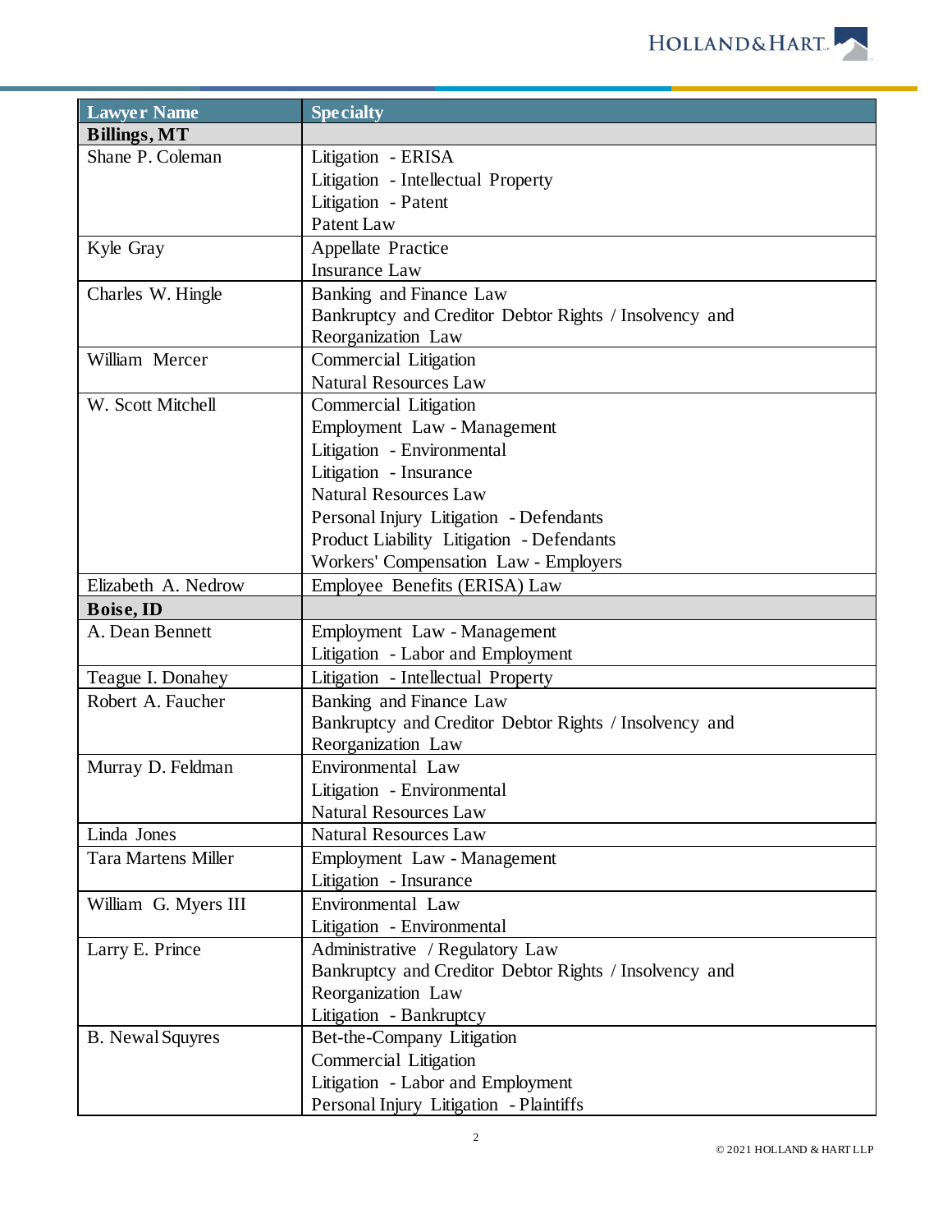| Lawyer Name | Specialty |
|---|---|
| **Billings, MT** | |
| Shane P. Coleman | Litigation - ERISA<br>Litigation - Intellectual Property<br>Litigation - Patent<br>Patent Law |
| Kyle Gray | Appellate Practice<br>Insurance Law |
| Charles W. Hingle | Banking and Finance Law<br>Bankruptcy and Creditor Debtor Rights / Insolvency and Reorganization Law |
| William Mercer | Commercial Litigation<br>Natural Resources Law |
| W. Scott Mitchell | Commercial Litigation<br>Employment Law - Management<br>Litigation - Environmental<br>Litigation - Insurance<br>Natural Resources Law<br>Personal Injury Litigation - Defendants<br>Product Liability Litigation - Defendants<br>Workers' Compensation Law - Employers |
| Elizabeth A. Nedrow | Employee Benefits (ERISA) Law |
| **Boise, ID** | |
| A. Dean Bennett | Employment Law - Management<br>Litigation - Labor and Employment |
| Teague I. Donahey | Litigation - Intellectual Property |
| Robert A. Faucher | Banking and Finance Law<br>Bankruptcy and Creditor Debtor Rights / Insolvency and Reorganization Law |
| Murray D. Feldman | Environmental Law<br>Litigation - Environmental<br>Natural Resources Law |
| Linda Jones | Natural Resources Law |
| Tara Martens Miller | Employment Law - Management<br>Litigation - Insurance |
| William G. Myers III | Environmental Law<br>Litigation - Environmental |
| Larry E. Prince | Administrative / Regulatory Law<br>Bankruptcy and Creditor Debtor Rights / Insolvency and Reorganization Law<br>Litigation - Bankruptcy |
| B. Newal Squyres | Bet-the-Company Litigation<br>Commercial Litigation<br>Litigation - Labor and Employment<br>Personal Injury Litigation - Plaintiffs |

© 2021 HOLLAND & HART LLP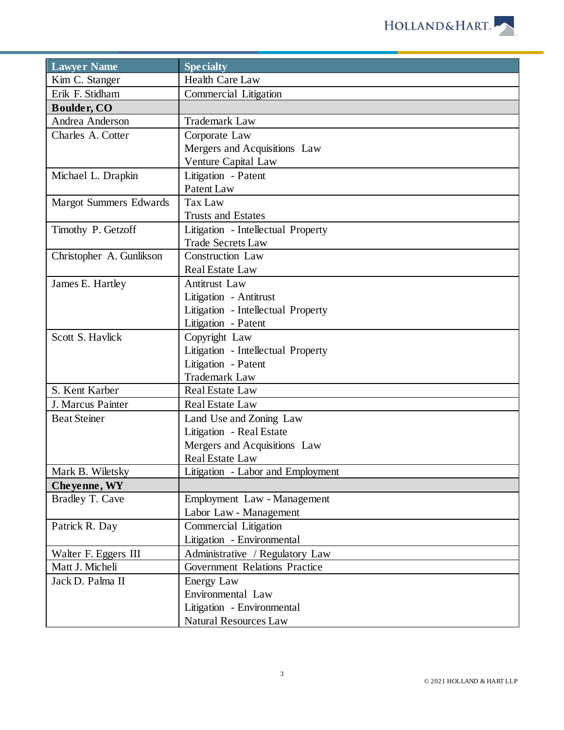| Lawyer Name | Specialty |
|---|---|
| Kim C. Stanger | Health Care Law |
| Erik F. Stidham | Commercial Litigation |
| **Boulder, CO** | |
| Andrea Anderson | Trademark Law |
| Charles A. Cotter | Corporate Law<br>Mergers and Acquisitions Law<br>Venture Capital Law |
| Michael L. Drapkin | Litigation - Patent<br>Patent Law |
| Margot Summers Edwards | Tax Law<br>Trusts and Estates |
| Timothy P. Getzoff | Litigation - Intellectual Property<br>Trade Secrets Law |
| Christopher A. Gunlikson | Construction Law<br>Real Estate Law |
| James E. Hartley | Antitrust Law<br>Litigation - Antitrust<br>Litigation - Intellectual Property<br>Litigation - Patent |
| Scott S. Havlick | Copyright Law<br>Litigation - Intellectual Property<br>Litigation - Patent<br>Trademark Law |
| S. Kent Karber | Real Estate Law |
| J. Marcus Painter | Real Estate Law |
| Beat Steiner | Land Use and Zoning Law<br>Litigation - Real Estate<br>Mergers and Acquisitions Law<br>Real Estate Law |
| Mark B. Wiletsky | Litigation - Labor and Employment |
| **Cheyenne, WY** | |
| Bradley T. Cave | Employment Law - Management<br>Labor Law - Management |
| Patrick R. Day | Commercial Litigation<br>Litigation - Environmental |
| Walter F. Eggers III | Administrative / Regulatory Law |
| Matt J. Micheli | Government Relations Practice |
| Jack D. Palma II | Energy Law<br>Environmental Law<br>Litigation - Environmental<br>Natural Resources Law |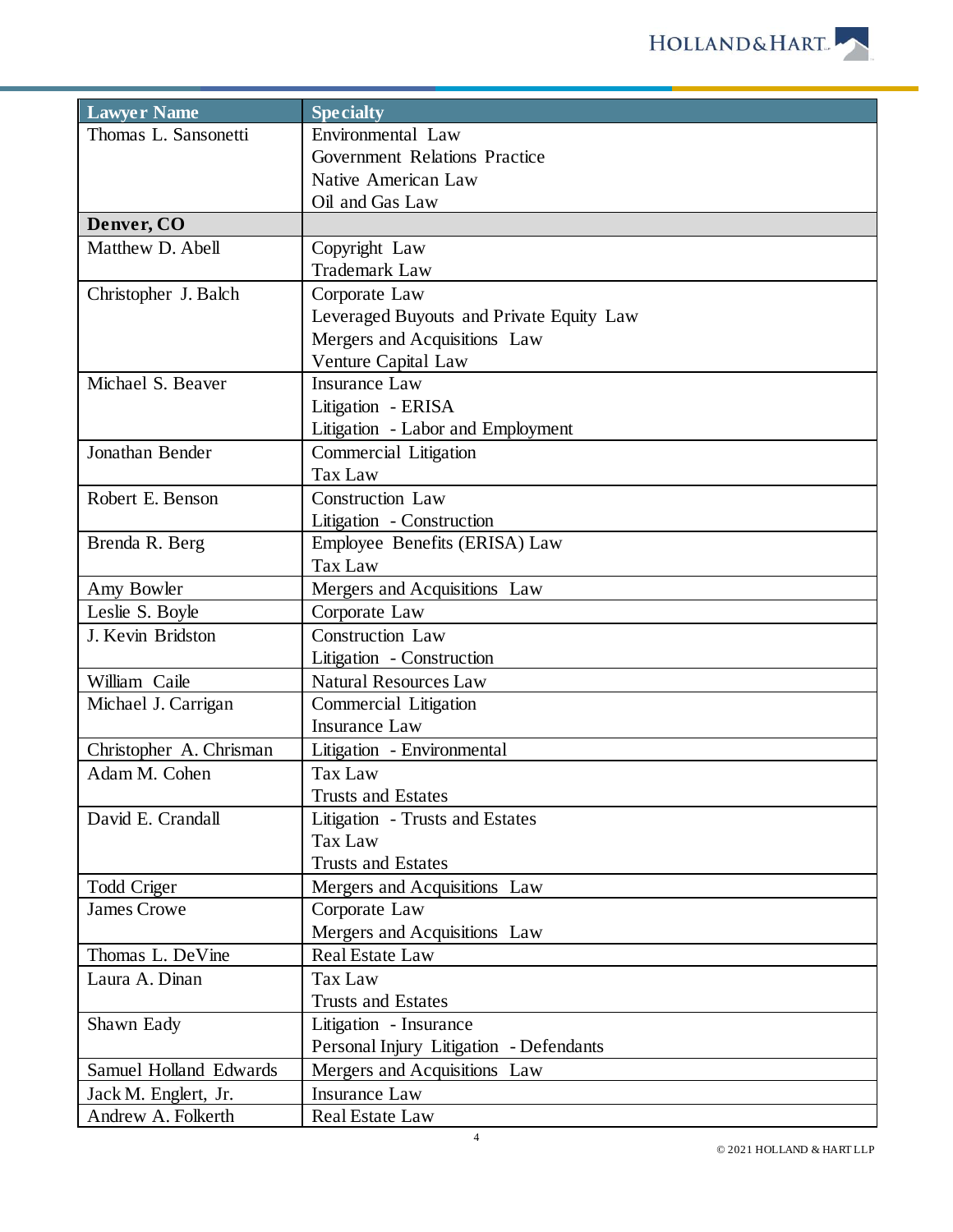| Lawyer Name | Specialty |
|---|---|
| Thomas L. Sansonetti | Environmental Law<br>Government Relations Practice<br>Native American Law<br>Oil and Gas Law |
| **Denver, CO** | |
| Matthew D. Abell | Copyright Law<br>Trademark Law |
| Christopher J. Balch | Corporate Law<br>Leveraged Buyouts and Private Equity Law<br>Mergers and Acquisitions Law<br>Venture Capital Law |
| Michael S. Beaver | Insurance Law<br>Litigation - ERISA<br>Litigation - Labor and Employment |
| Jonathan Bender | Commercial Litigation<br>Tax Law |
| Robert E. Benson | Construction Law<br>Litigation - Construction |
| Brenda R. Berg | Employee Benefits (ERISA) Law<br>Tax Law |
| Amy Bowler | Mergers and Acquisitions Law |
| Leslie S. Boyle | Corporate Law |
| J. Kevin Bridston | Construction Law<br>Litigation - Construction |
| William Caile | Natural Resources Law |
| Michael J. Carrigan | Commercial Litigation<br>Insurance Law |
| Christopher A. Chrisman | Litigation - Environmental |
| Adam M. Cohen | Tax Law<br>Trusts and Estates |
| David E. Crandall | Litigation - Trusts and Estates<br>Tax Law<br>Trusts and Estates |
| Todd Criger | Mergers and Acquisitions Law |
| James Crowe | Corporate Law<br>Mergers and Acquisitions Law |
| Thomas L. DeVine | Real Estate Law |
| Laura A. Dinan | Tax Law<br>Trusts and Estates |
| Shawn Eady | Litigation - Insurance<br>Personal Injury Litigation - Defendants |
| Samuel Holland Edwards | Mergers and Acquisitions Law |
| Jack M. Englert, Jr. | Insurance Law |
| Andrew A. Folkerth | Real Estate Law |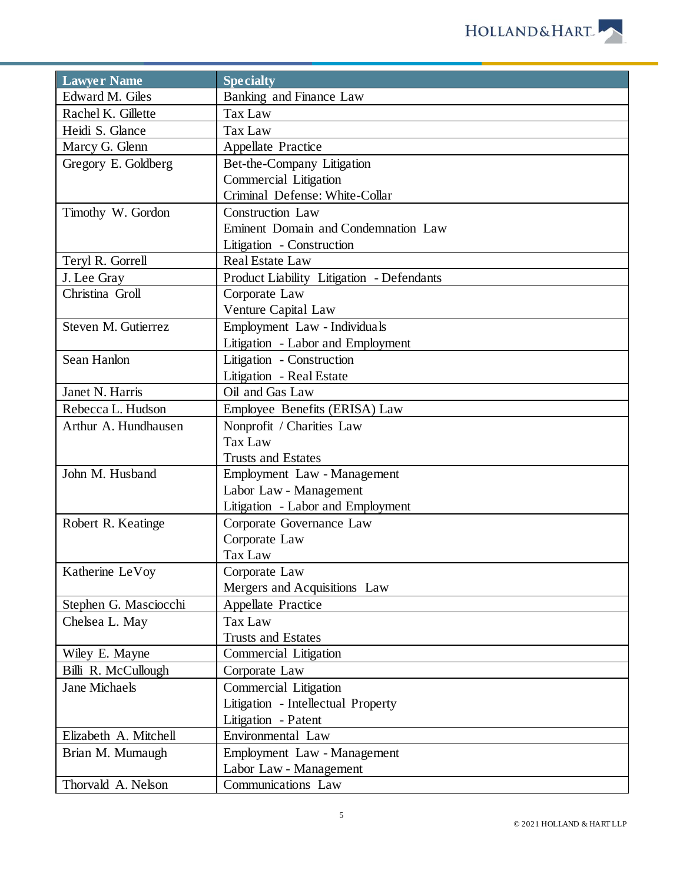| Lawyer Name | Specialty |
|---|---|
| Edward M. Giles | Banking and Finance Law |
| Rachel K. Gillette | Tax Law |
| Heidi S. Glance | Tax Law |
| Marcy G. Glenn | Appellate Practice |
| Gregory E. Goldberg | Bet-the-Company Litigation<br>Commercial Litigation<br>Criminal Defense: White-Collar |
| Timothy W. Gordon | Construction Law<br>Eminent Domain and Condemnation Law<br>Litigation - Construction |
| Teryl R. Gorrell | Real Estate Law |
| J. Lee Gray | Product Liability Litigation - Defendants |
| Christina Groll | Corporate Law<br>Venture Capital Law |
| Steven M. Gutierrez | Employment Law - Individuals<br>Litigation - Labor and Employment |
| Sean Hanlon | Litigation - Construction<br>Litigation - Real Estate |
| Janet N. Harris | Oil and Gas Law |
| Rebecca L. Hudson | Employee Benefits (ERISA) Law |
| Arthur A. Hundhausen | Nonprofit / Charities Law<br>Tax Law<br>Trusts and Estates |
| John M. Husband | Employment Law - Management<br>Labor Law - Management<br>Litigation - Labor and Employment |
| Robert R. Keatinge | Corporate Governance Law<br>Corporate Law<br>Tax Law |
| Katherine LeVoy | Corporate Law<br>Mergers and Acquisitions Law |
| Stephen G. Masciocchi | Appellate Practice |
| Chelsea L. May | Tax Law<br>Trusts and Estates |
| Wiley E. Mayne | Commercial Litigation |
| Billi R. McCullough | Corporate Law |
| Jane Michaels | Commercial Litigation<br>Litigation - Intellectual Property<br>Litigation - Patent |
| Elizabeth A. Mitchell | Environmental Law |
| Brian M. Mumaugh | Employment Law - Management<br>Labor Law - Management |
| Thorvald A. Nelson | Communications Law |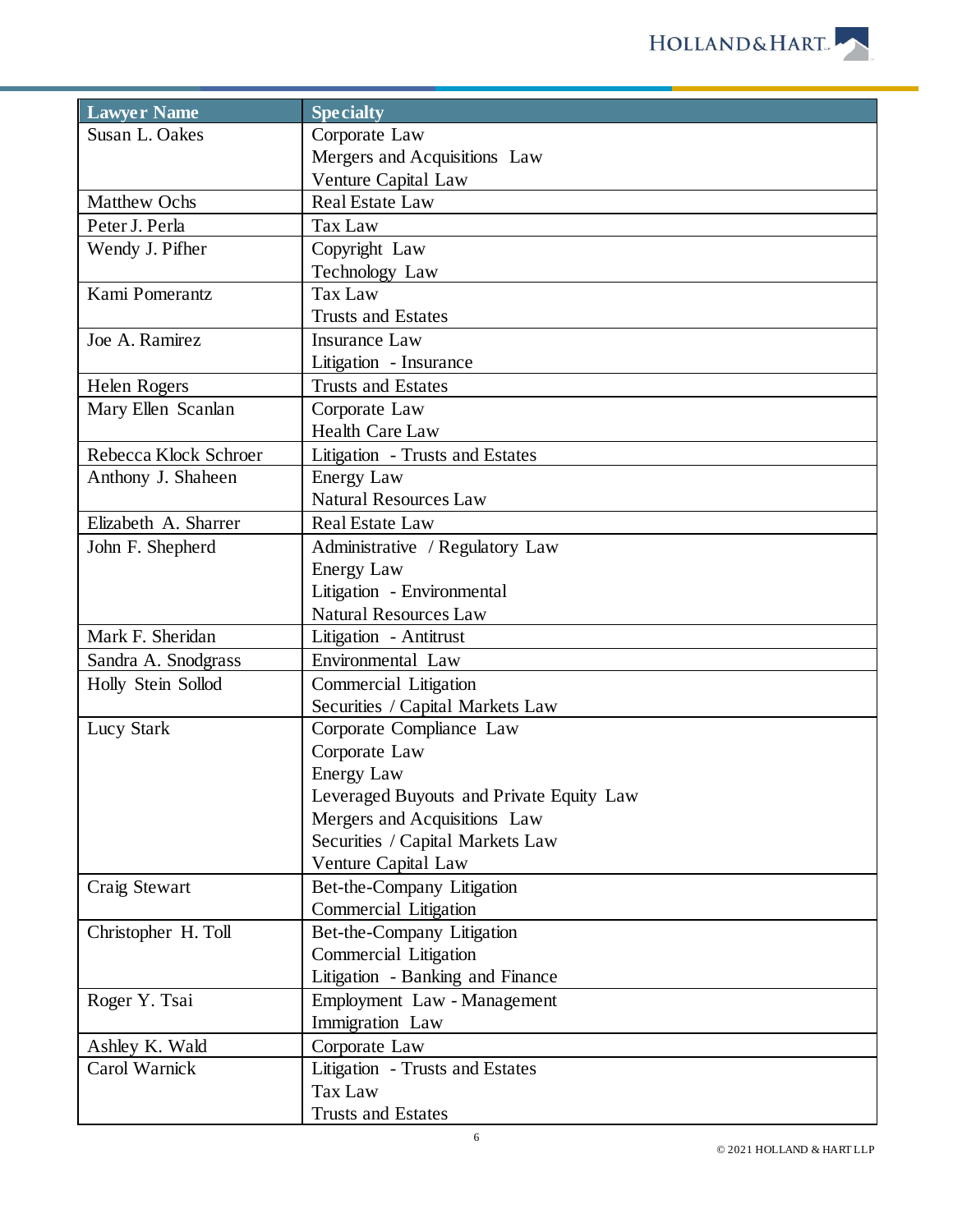| Lawyer Name | Specialty |
|---|---|
| Susan L. Oakes | Corporate Law<br>Mergers and Acquisitions Law<br>Venture Capital Law |
| Matthew Ochs | Real Estate Law |
| Peter J. Perla | Tax Law |
| Wendy J. Pifher | Copyright Law<br>Technology Law |
| Kami Pomerantz | Tax Law<br>Trusts and Estates |
| Joe A. Ramirez | Insurance Law<br>Litigation - Insurance |
| Helen Rogers | Trusts and Estates |
| Mary Ellen Scanlan | Corporate Law<br>Health Care Law |
| Rebecca Klock Schroer | Litigation - Trusts and Estates |
| Anthony J. Shaheen | Energy Law<br>Natural Resources Law |
| Elizabeth A. Sharrer | Real Estate Law |
| John F. Shepherd | Administrative / Regulatory Law<br>Energy Law<br>Litigation - Environmental<br>Natural Resources Law |
| Mark F. Sheridan | Litigation - Antitrust |
| Sandra A. Snodgrass | Environmental Law |
| Holly Stein Sollod | Commercial Litigation<br>Securities / Capital Markets Law |
| Lucy Stark | Corporate Compliance Law<br>Corporate Law<br>Energy Law<br>Leveraged Buyouts and Private Equity Law<br>Mergers and Acquisitions Law<br>Securities / Capital Markets Law<br>Venture Capital Law |
| Craig Stewart | Bet-the-Company Litigation<br>Commercial Litigation |
| Christopher H. Toll | Bet-the-Company Litigation<br>Commercial Litigation<br>Litigation - Banking and Finance |
| Roger Y. Tsai | Employment Law - Management<br>Immigration Law |
| Ashley K. Wald | Corporate Law |
| Carol Warnick | Litigation - Trusts and Estates<br>Tax Law<br>Trusts and Estates |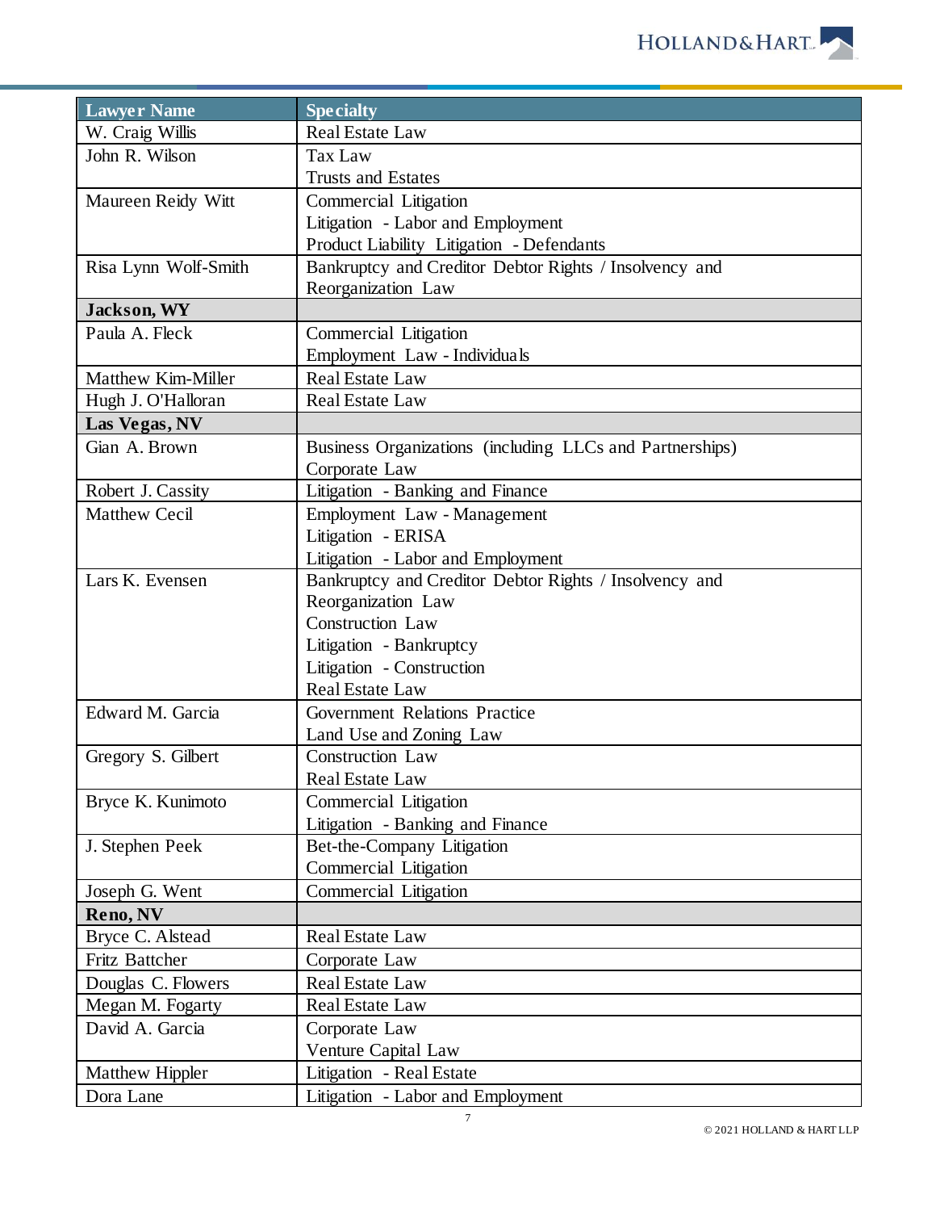| Lawyer Name | Specialty |
|---|---|
| W. Craig Willis | Real Estate Law |
| John R. Wilson | Tax Law<br>Trusts and Estates |
| Maureen Reidy Witt | Commercial Litigation<br>Litigation - Labor and Employment<br>Product Liability Litigation - Defendants |
| Risa Lynn Wolf-Smith | Bankruptcy and Creditor Debtor Rights / Insolvency and Reorganization Law |
| **Jackson, WY** | |
| Paula A. Fleck | Commercial Litigation<br>Employment Law - Individuals |
| Matthew Kim-Miller | Real Estate Law |
| Hugh J. O'Halloran | Real Estate Law |
| **Las Vegas, NV** | |
| Gian A. Brown | Business Organizations (including LLCs and Partnerships)<br>Corporate Law |
| Robert J. Cassity | Litigation - Banking and Finance |
| Matthew Cecil | Employment Law - Management<br>Litigation - ERISA<br>Litigation - Labor and Employment |
| Lars K. Evensen | Bankruptcy and Creditor Debtor Rights / Insolvency and Reorganization Law<br>Construction Law<br>Litigation - Bankruptcy<br>Litigation - Construction<br>Real Estate Law |
| Edward M. Garcia | Government Relations Practice<br>Land Use and Zoning Law |
| Gregory S. Gilbert | Construction Law<br>Real Estate Law |
| Bryce K. Kunimoto | Commercial Litigation<br>Litigation - Banking and Finance |
| J. Stephen Peek | Bet-the-Company Litigation<br>Commercial Litigation |
| Joseph G. Went | Commercial Litigation |
| **Reno, NV** | |
| Bryce C. Alstead | Real Estate Law |
| Fritz Battcher | Corporate Law |
| Douglas C. Flowers | Real Estate Law |
| Megan M. Fogarty | Real Estate Law |
| David A. Garcia | Corporate Law<br>Venture Capital Law |
| Matthew Hippler | Litigation - Real Estate |
| Dora Lane | Litigation - Labor and Employment |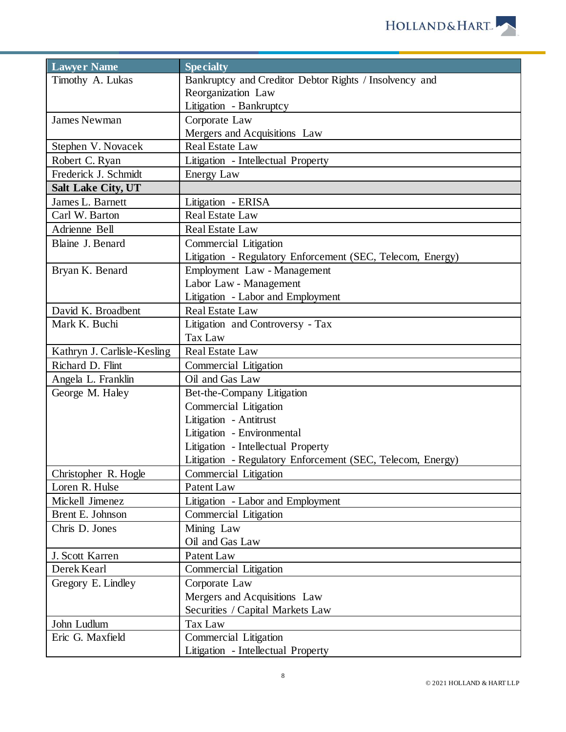| Lawyer Name | Specialty |
|---|---|
| Timothy A. Lukas | Bankruptcy and Creditor Debtor Rights / Insolvency and Reorganization Law<br>Litigation - Bankruptcy |
| James Newman | Corporate Law<br>Mergers and Acquisitions Law |
| Stephen V. Novacek | Real Estate Law |
| Robert C. Ryan | Litigation - Intellectual Property |
| Frederick J. Schmidt | Energy Law |
| **Salt Lake City, UT** | |
| James L. Barnett | Litigation - ERISA |
| Carl W. Barton | Real Estate Law |
| Adrienne Bell | Real Estate Law |
| Blaine J. Benard | Commercial Litigation<br>Litigation - Regulatory Enforcement (SEC, Telecom, Energy) |
| Bryan K. Benard | Employment Law - Management<br>Labor Law - Management<br>Litigation - Labor and Employment |
| David K. Broadbent | Real Estate Law |
| Mark K. Buchi | Litigation and Controversy - Tax<br>Tax Law |
| Kathryn J. Carlisle-Kesling | Real Estate Law |
| Richard D. Flint | Commercial Litigation |
| Angela L. Franklin | Oil and Gas Law |
| George M. Haley | Bet-the-Company Litigation<br>Commercial Litigation<br>Litigation - Antitrust<br>Litigation - Environmental<br>Litigation - Intellectual Property<br>Litigation - Regulatory Enforcement (SEC, Telecom, Energy) |
| Christopher R. Hogle | Commercial Litigation |
| Loren R. Hulse | Patent Law |
| Mickell Jimenez | Litigation - Labor and Employment |
| Brent E. Johnson | Commercial Litigation |
| Chris D. Jones | Mining Law<br>Oil and Gas Law |
| J. Scott Karren | Patent Law |
| Derek Kearl | Commercial Litigation |
| Gregory E. Lindley | Corporate Law<br>Mergers and Acquisitions Law<br>Securities / Capital Markets Law |
| John Ludlum | Tax Law |
| Eric G. Maxfield | Commercial Litigation<br>Litigation - Intellectual Property |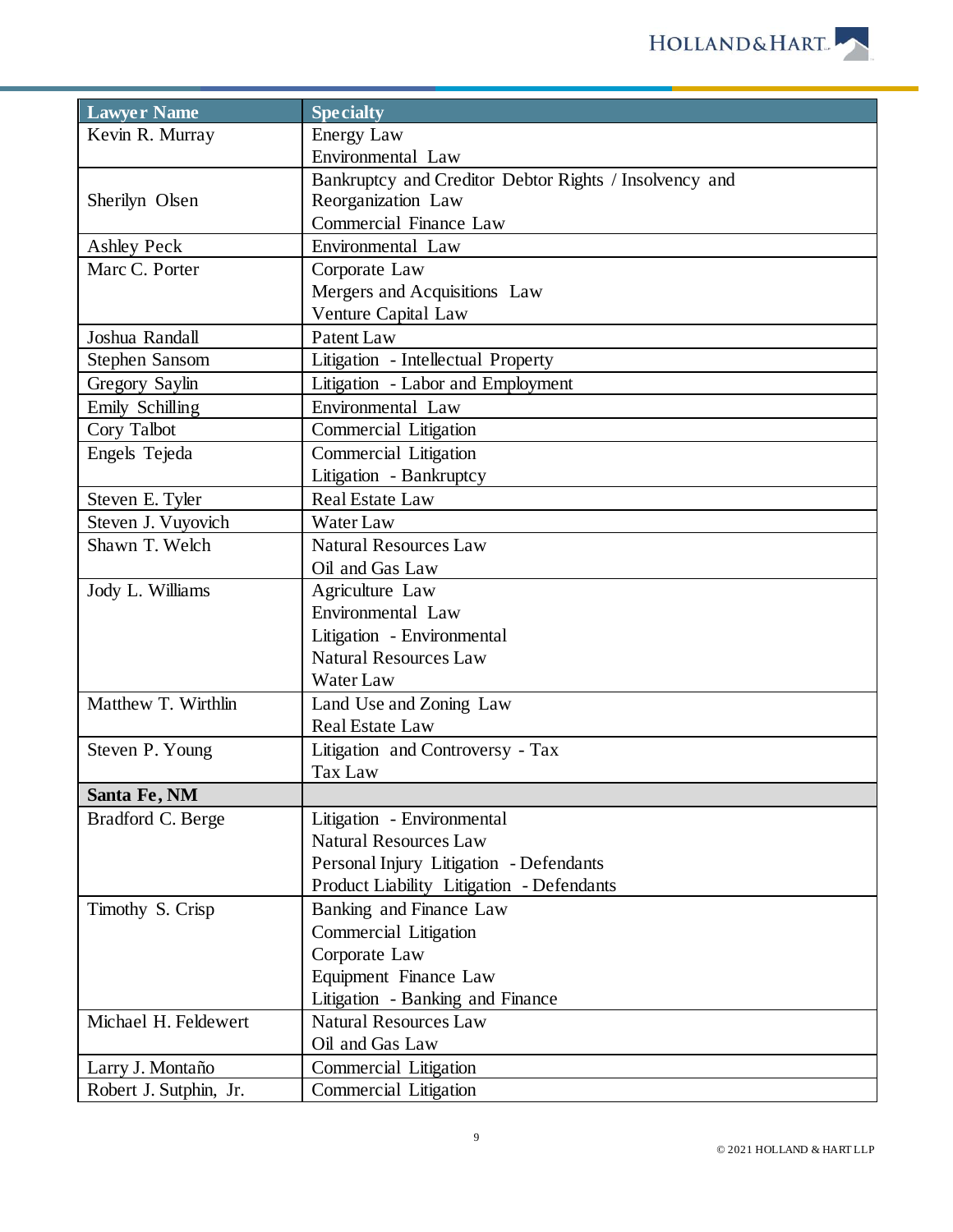| Lawyer Name | Specialty |
|---|---|
| Kevin R. Murray | Energy Law<br>Environmental Law |
| Sherilyn Olsen | Bankruptcy and Creditor Debtor Rights / Insolvency and Reorganization Law<br>Commercial Finance Law |
| Ashley Peck | Environmental Law |
| Marc C. Porter | Corporate Law<br>Mergers and Acquisitions Law<br>Venture Capital Law |
| Joshua Randall | Patent Law |
| Stephen Sansom | Litigation - Intellectual Property |
| Gregory Saylin | Litigation - Labor and Employment |
| Emily Schilling | Environmental Law |
| Cory Talbot | Commercial Litigation |
| Engels Tejeda | Commercial Litigation<br>Litigation - Bankruptcy |
| Steven E. Tyler | Real Estate Law |
| Steven J. Vuyovich | Water Law |
| Shawn T. Welch | Natural Resources Law<br>Oil and Gas Law |
| Jody L. Williams | Agriculture Law<br>Environmental Law<br>Litigation - Environmental<br>Natural Resources Law<br>Water Law |
| Matthew T. Wirthlin | Land Use and Zoning Law<br>Real Estate Law |
| Steven P. Young | Litigation and Controversy - Tax<br>Tax Law |
| **Santa Fe, NM** | |
| Bradford C. Berge | Litigation - Environmental<br>Natural Resources Law<br>Personal Injury Litigation - Defendants<br>Product Liability Litigation - Defendants |
| Timothy S. Crisp | Banking and Finance Law<br>Commercial Litigation<br>Corporate Law<br>Equipment Finance Law<br>Litigation - Banking and Finance |
| Michael H. Feldewert | Natural Resources Law<br>Oil and Gas Law |
| Larry J. Montaño | Commercial Litigation |
| Robert J. Sutphin, Jr. | Commercial Litigation |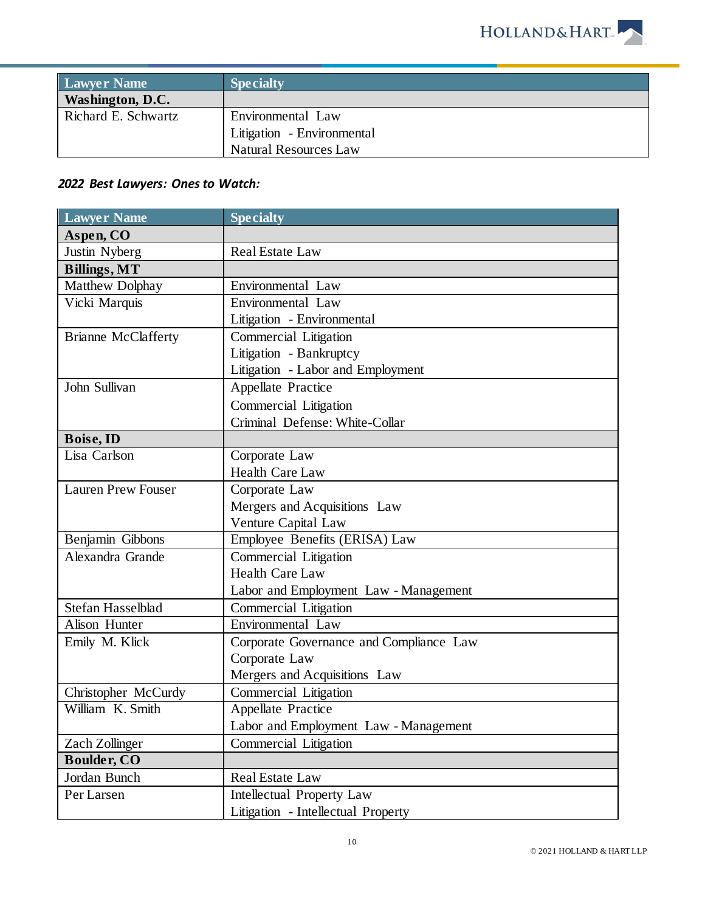| Lawyer Name | Specialty |
|---|---|
| **Washington, D.C.** | |
| Richard E. Schwartz | Environmental Law<br>Litigation - Environmental<br>Natural Resources Law |

***2022 Best Lawyers: Ones to Watch:***

| Lawyer Name | Specialty |
|---|---|
| **Aspen, CO** | |
| Justin Nyberg | Real Estate Law |
| **Billings, MT** | |
| Matthew Dolphay | Environmental Law |
| Vicki Marquis | Environmental Law<br>Litigation - Environmental |
| Brianne McClafferty | Commercial Litigation<br>Litigation - Bankruptcy<br>Litigation - Labor and Employment |
| John Sullivan | Appellate Practice<br>Commercial Litigation<br>Criminal Defense: White-Collar |
| **Boise, ID** | |
| Lisa Carlson | Corporate Law<br>Health Care Law |
| Lauren Prew Fouser | Corporate Law<br>Mergers and Acquisitions Law<br>Venture Capital Law |
| Benjamin Gibbons | Employee Benefits (ERISA) Law |
| Alexandra Grande | Commercial Litigation<br>Health Care Law<br>Labor and Employment Law - Management |
| Stefan Hasselblad | Commercial Litigation |
| Alison Hunter | Environmental Law |
| Emily M. Klick | Corporate Governance and Compliance Law<br>Corporate Law<br>Mergers and Acquisitions Law |
| Christopher McCurdy | Commercial Litigation |
| William K. Smith | Appellate Practice<br>Labor and Employment Law - Management |
| Zach Zollinger | Commercial Litigation |
| **Boulder, CO** | |
| Jordan Bunch | Real Estate Law |
| Per Larsen | Intellectual Property Law<br>Litigation - Intellectual Property |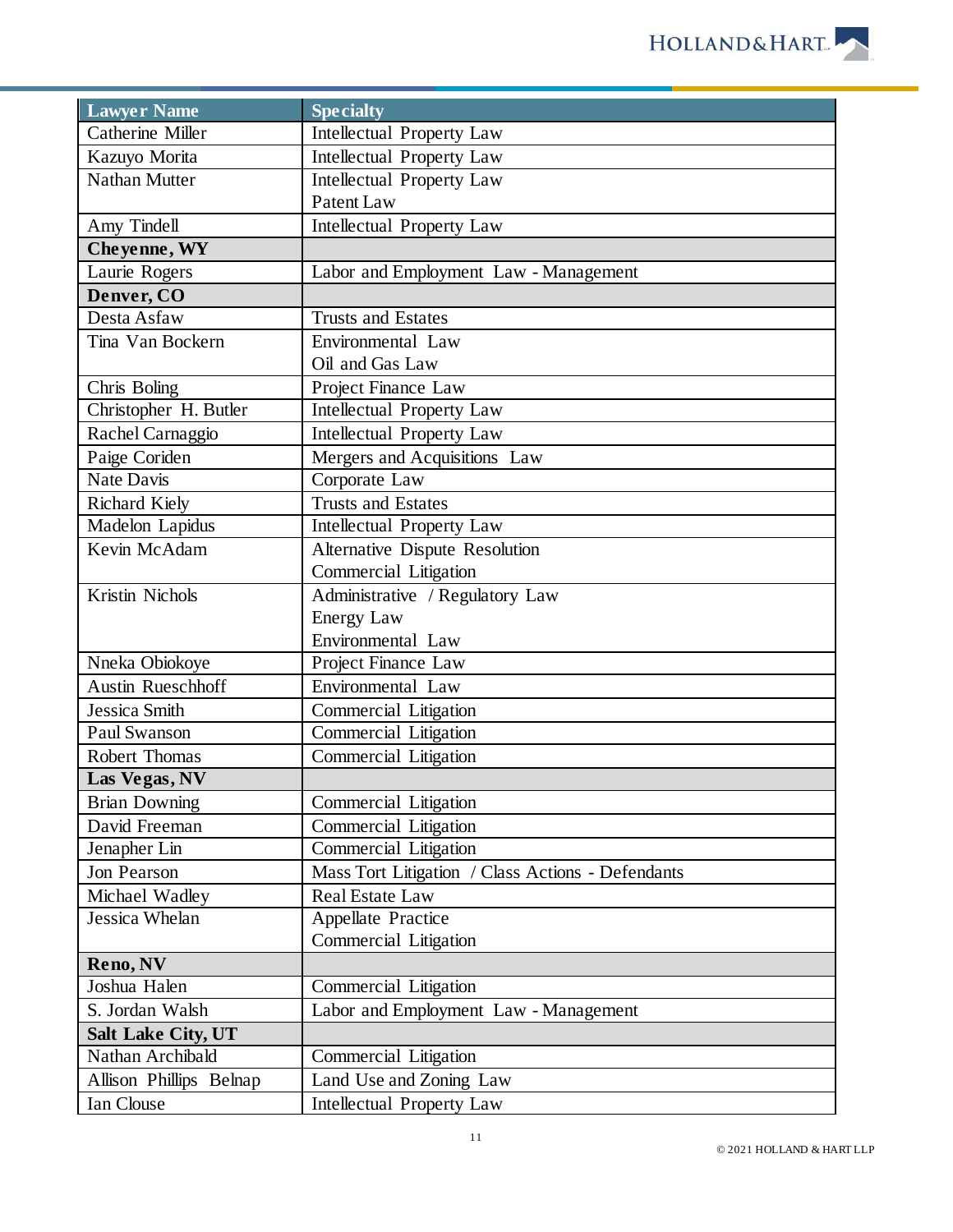| Lawyer Name | Specialty |
|---|---|
| Catherine Miller | Intellectual Property Law |
| Kazuyo Morita | Intellectual Property Law |
| Nathan Mutter | Intellectual Property Law<br>Patent Law |
| Amy Tindell | Intellectual Property Law |
| **Cheyenne, WY** | |
| Laurie Rogers | Labor and Employment Law - Management |
| **Denver, CO** | |
| Desta Asfaw | Trusts and Estates |
| Tina Van Bockern | Environmental Law<br>Oil and Gas Law |
| Chris Boling | Project Finance Law |
| Christopher H. Butler | Intellectual Property Law |
| Rachel Carnaggio | Intellectual Property Law |
| Paige Coriden | Mergers and Acquisitions Law |
| Nate Davis | Corporate Law |
| Richard Kiely | Trusts and Estates |
| Madelon Lapidus | Intellectual Property Law |
| Kevin McAdam | Alternative Dispute Resolution<br>Commercial Litigation |
| Kristin Nichols | Administrative / Regulatory Law<br>Energy Law<br>Environmental Law |
| Nneka Obiokoye | Project Finance Law |
| Austin Rueschhoff | Environmental Law |
| Jessica Smith | Commercial Litigation |
| Paul Swanson | Commercial Litigation |
| Robert Thomas | Commercial Litigation |
| **Las Vegas, NV** | |
| Brian Downing | Commercial Litigation |
| David Freeman | Commercial Litigation |
| Jenapher Lin | Commercial Litigation |
| Jon Pearson | Mass Tort Litigation / Class Actions - Defendants |
| Michael Wadley | Real Estate Law |
| Jessica Whelan | Appellate Practice<br>Commercial Litigation |
| **Reno, NV** | |
| Joshua Halen | Commercial Litigation |
| S. Jordan Walsh | Labor and Employment Law - Management |
| **Salt Lake City, UT** | |
| Nathan Archibald | Commercial Litigation |
| Allison Phillips Belnap | Land Use and Zoning Law |
| Ian Clouse | Intellectual Property Law |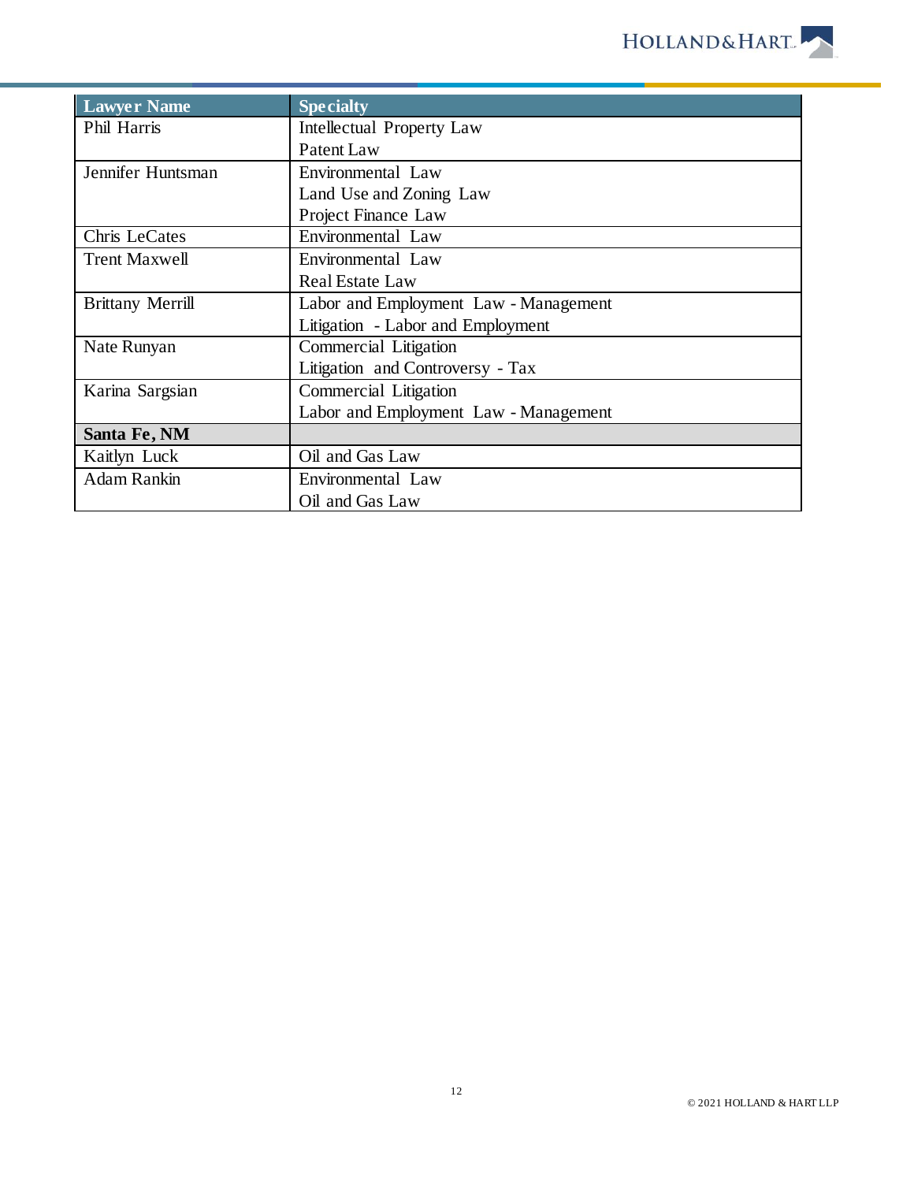| Lawyer Name | Specialty |
|---|---|
| Phil Harris | Intellectual Property Law<br>Patent Law |
| Jennifer Huntsman | Environmental Law<br>Land Use and Zoning Law<br>Project Finance Law |
| Chris LeCates | Environmental Law |
| Trent Maxwell | Environmental Law<br>Real Estate Law |
| Brittany Merrill | Labor and Employment Law - Management<br>Litigation - Labor and Employment |
| Nate Runyan | Commercial Litigation<br>Litigation and Controversy - Tax |
| Karina Sargsian | Commercial Litigation<br>Labor and Employment Law - Management |
| **Santa Fe, NM** | |
| Kaitlyn Luck | Oil and Gas Law |
| Adam Rankin | Environmental Law<br>Oil and Gas Law |